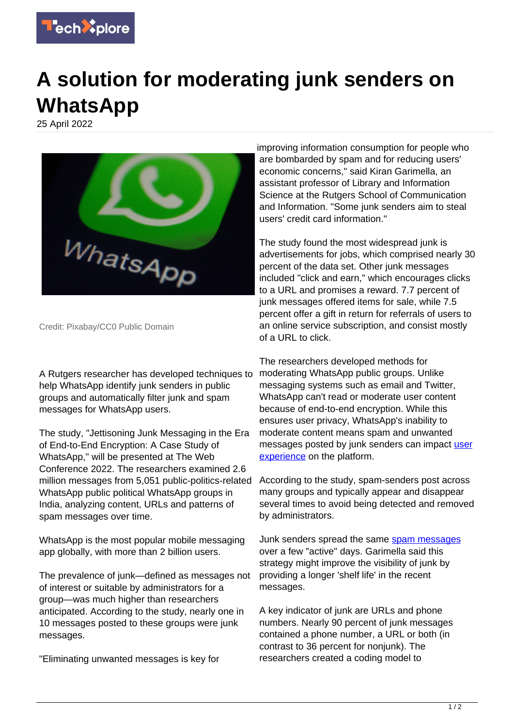# A solution for moderating junk senders on WhatsApp

25 April 2022

Credit: Pixabay/CC0 Public Domain

A Rutgers researcher has developed techniques to help WhatsApp identify junk senders in public groups and automatically filter junk and spam messages for WhatsApp users.

The study, "Jettisoning Junk Messaging in the Era of End-to-End Encryption: A Case Study of WhatsApp," will be presented at The Web Conference 2022. The researchers examined 2.6 million messages from 5,051 public-politics-related WhatsApp public political WhatsApp groups in India, analyzing content, URLs and patterns of spam messages over time.

WhatsApp is the most popular mobile messaging app globally, with more than 2 billion users.

The prevalence of junk—defined as messages not of interest or suitable by administrators for a group—was much higher than researchers anticipated. According to the study, nearly one in 10 messages posted to these groups were junk messages.

"Eliminating unwanted messages is key for improving information consumption for people who are bombarded by spam and for reducing users' economic concerns," said Kiran Garimella, an assistant professor of Library and Information Science at the Rutgers School of Communication and Information. "Some junk senders aim to steal users' credit card information."

The study found the most widespread junk is advertisements for jobs, which comprised nearly 30 percent of the data set. Other junk messages included "click and earn," which encourages clicks to a URL and promises a reward. 7.7 percent of junk messages offered items for sale, while 7.5 percent offer a gift in return for referrals of users to an online service subscription, and consist mostly of a URL to click.

The researchers developed methods for moderating WhatsApp public groups. Unlike messaging systems such as email and Twitter, WhatsApp can't read or moderate user content because of end-to-end encryption. While this ensures user privacy, WhatsApp's inability to moderate content means spam and unwanted messages posted by junk senders can impact user experience on the platform.

According to the study, spam-senders post across many groups and typically appear and disappear several times to avoid being detected and removed by administrators.

Junk senders spread the same spam messages over a few "active" days. Garimella said this strategy might improve the visibility of junk by providing a longer 'shelf life' in the recent messages.

A key indicator of junk are URLs and phone numbers. Nearly 90 percent of junk messages contained a phone number, a URL or both (in contrast to 36 percent for nonjunk). The researchers created a coding model to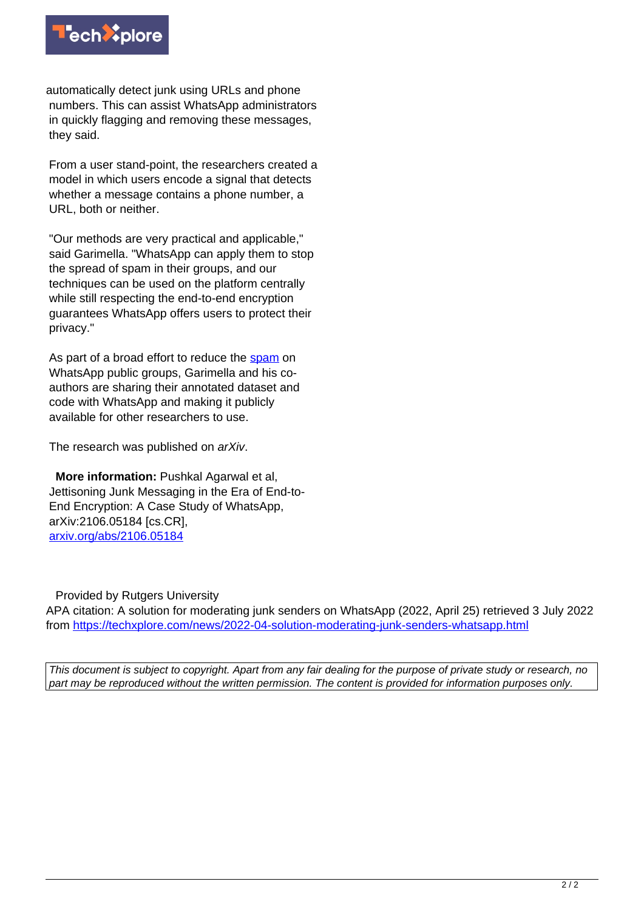automatically detect junk using URLs and phone numbers. This can assist WhatsApp administrators in quickly flagging and removing these messages, they said.

From a user stand-point, the researchers created a model in which users encode a signal that detects whether a message contains a phone number, a URL, both or neither.

"Our methods are very practical and applicable," said Garimella. "WhatsApp can apply them to stop the spread of spam in their groups, and our techniques can be used on the platform centrally while still respecting the end-to-end encryption guarantees WhatsApp offers users to protect their privacy."

As part of a broad effort to reduce the [spam](https://techxplore.com/tags/spam/) on WhatsApp public groups, Garimella and his co-authors are sharing their annotated dataset and code with WhatsApp and making it publicly available for other researchers to use.

The research was published on *arXiv*.

**More information:** Pushkal Agarwal et al, Jettisoning Junk Messaging in the Era of End-to-End Encryption: A Case Study of WhatsApp, arXiv:2106.05184 [cs.CR], [arxiv.org/abs/2106.05184](https://arxiv.org/abs/2106.05184)

Provided by Rutgers University

APA citation: A solution for moderating junk senders on WhatsApp (2022, April 25) retrieved 3 July 2022 from [https://techxplore.com/news/2022-04-solution-moderating-junk-senders-whatsapp.html](https://techxplore.com/news/2022-04-solution-moderating-junk-senders-whatsapp.html)

*This document is subject to copyright. Apart from any fair dealing for the purpose of private study or research, no part may be reproduced without the written permission. The content is provided for information purposes only.*